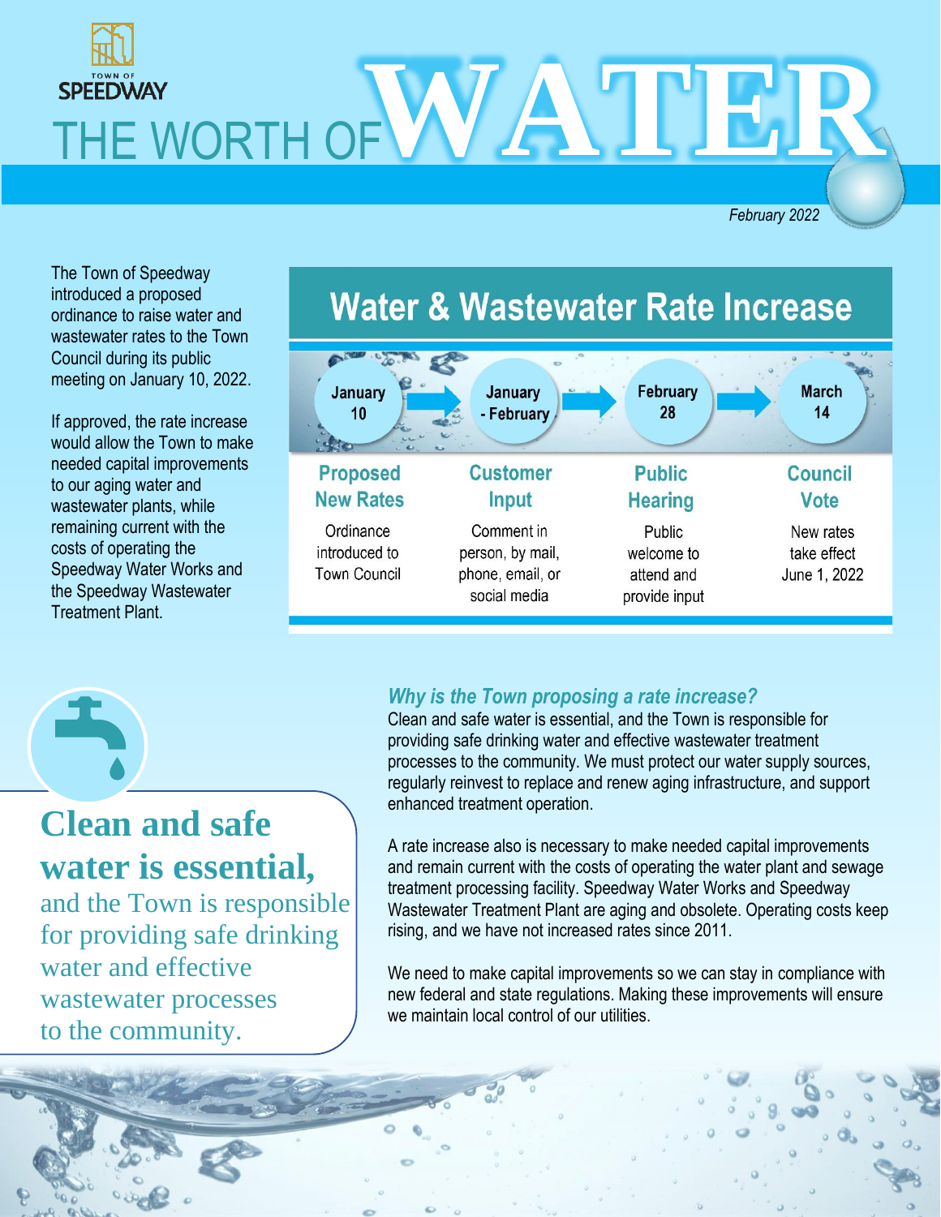TOWN OF SPEEDWAY

# THE WORTH OF WATER

*February 2022*

The Town of Speedway introduced a proposed ordinance to raise water and wastewater rates to the Town Council during its public meeting on January 10, 2022.

If approved, the rate increase would allow the Town to make needed capital improvements to our aging water and wastewater plants, while remaining current with the costs of operating the Speedway Water Works and the Speedway Wastewater Treatment Plant.

## Water & Wastewater Rate Increase

| January 10 | January - February | February 28 | March 14 |
|---|---|---|---|
| **Proposed New Rates** | **Customer Input** | **Public Hearing** | **Council Vote** |
| Ordinance introduced to Town Council | Comment in person, by mail, phone, email, or social media | Public welcome to attend and provide input | New rates take effect June 1, 2022 |

**Clean and safe water is essential,** and the Town is responsible for providing safe drinking water and effective wastewater processes to the community.

### *Why is the Town proposing a rate increase?*

Clean and safe water is essential, and the Town is responsible for providing safe drinking water and effective wastewater treatment processes to the community. We must protect our water supply sources, regularly reinvest to replace and renew aging infrastructure, and support enhanced treatment operation.

A rate increase also is necessary to make needed capital improvements and remain current with the costs of operating the water plant and sewage treatment processing facility. Speedway Water Works and Speedway Wastewater Treatment Plant are aging and obsolete. Operating costs keep rising, and we have not increased rates since 2011.

We need to make capital improvements so we can stay in compliance with new federal and state regulations. Making these improvements will ensure we maintain local control of our utilities.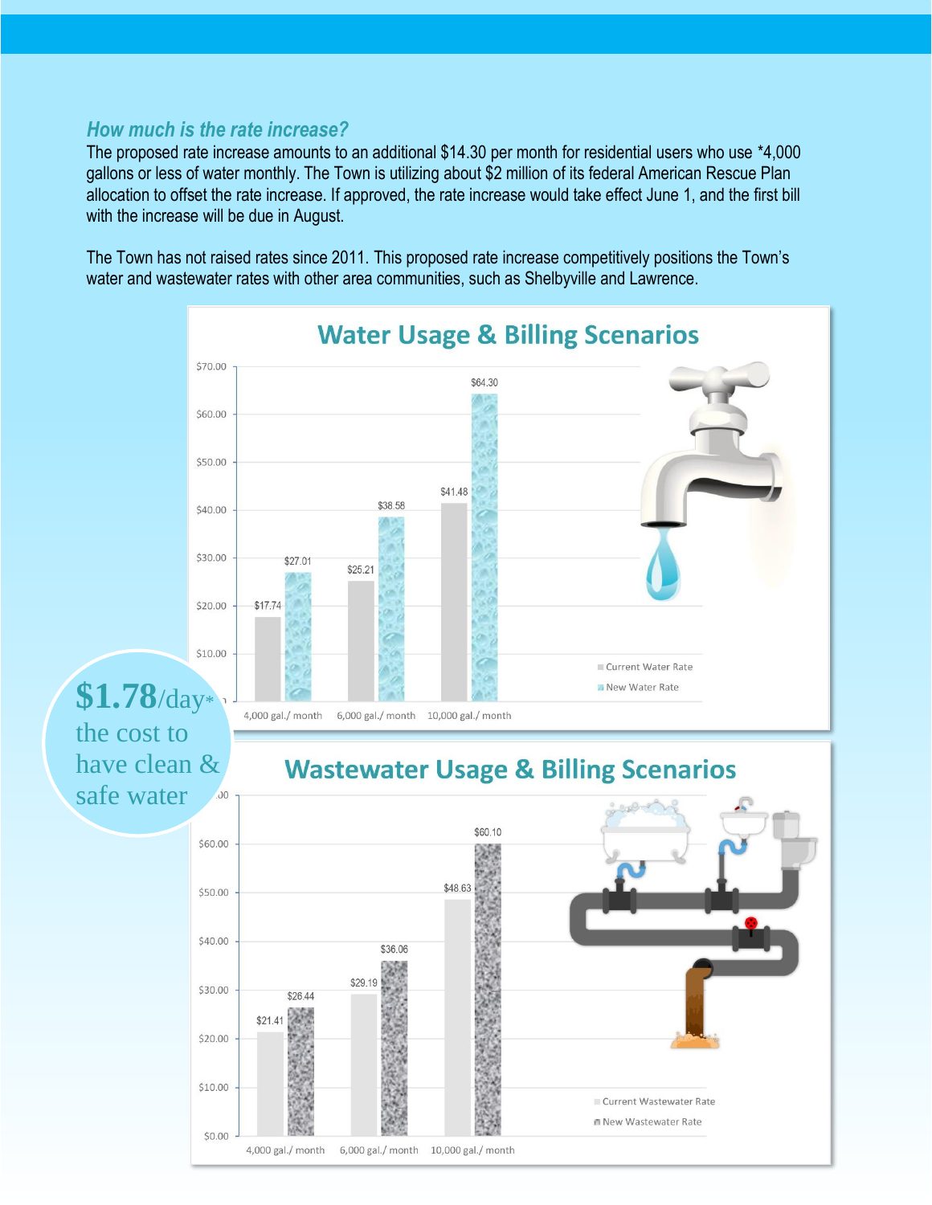### *How much is the rate increase?*

The proposed rate increase amounts to an additional $14.30 per month for residential users who use *4,000 gallons or less of water monthly. The Town is utilizing about $2 million of its federal American Rescue Plan allocation to offset the rate increase. If approved, the rate increase would take effect June 1, and the first bill with the increase will be due in August.

The Town has not raised rates since 2011. This proposed rate increase competitively positions the Town's water and wastewater rates with other area communities, such as Shelbyville and Lawrence.

## Water Usage & Billing Scenarios

| Usage | Current Water Rate | New Water Rate |
|---|---|---|
| 4,000 gal./ month | $17.74 | $27.01 |
| 6,000 gal./ month | $25.21 | $38.58 |
| 10,000 gal./ month | $41.48 | $64.30 |

**$1.78**/day* the cost to have clean & safe water

## Wastewater Usage & Billing Scenarios

| Usage | Current Wastewater Rate | New Wastewater Rate |
|---|---|---|
| 4,000 gal./ month | $21.41 | $26.44 |
| 6,000 gal./ month | $29.19 | $36.06 |
| 10,000 gal./ month | $48.63 | $60.10 |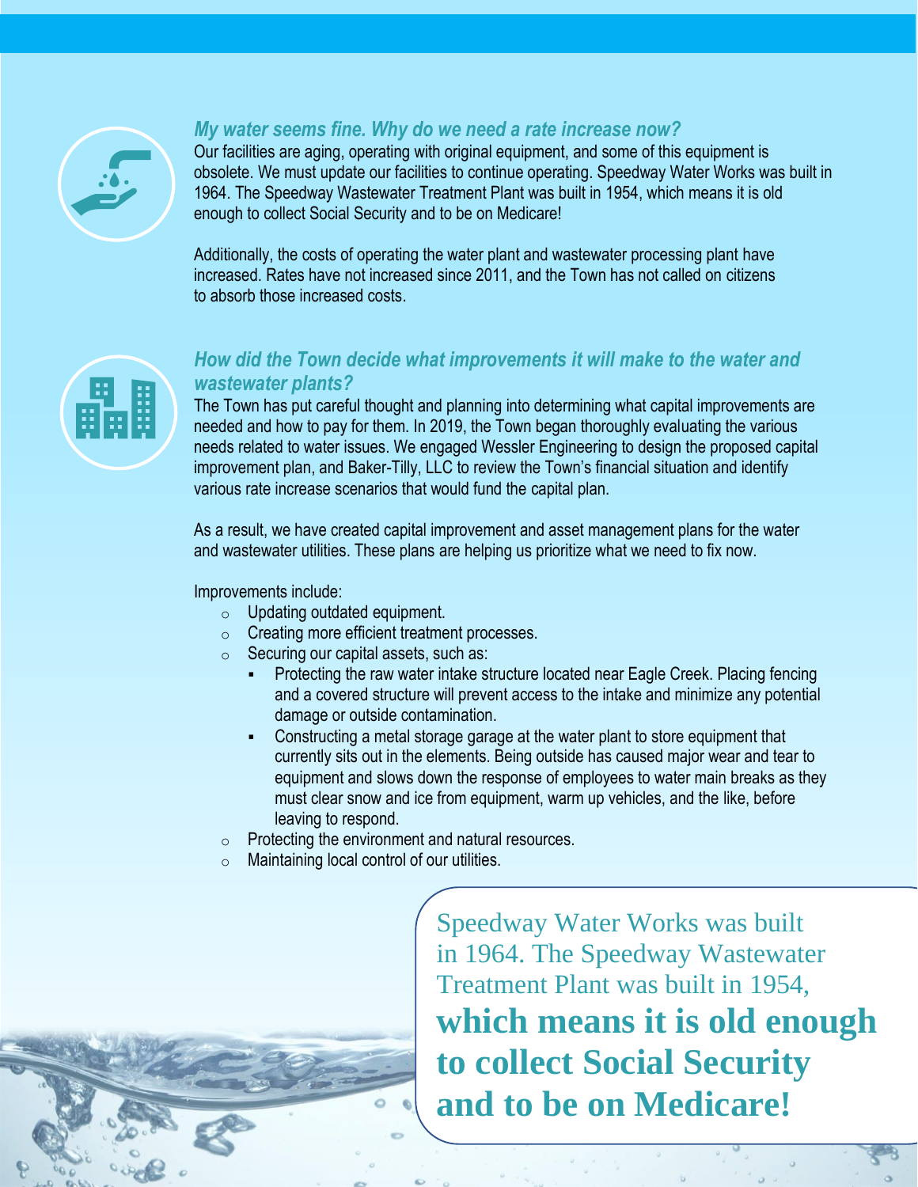### *My water seems fine. Why do we need a rate increase now?*

Our facilities are aging, operating with original equipment, and some of this equipment is obsolete. We must update our facilities to continue operating. Speedway Water Works was built in 1964. The Speedway Wastewater Treatment Plant was built in 1954, which means it is old enough to collect Social Security and to be on Medicare!

Additionally, the costs of operating the water plant and wastewater processing plant have increased. Rates have not increased since 2011, and the Town has not called on citizens to absorb those increased costs.

### *How did the Town decide what improvements it will make to the water and wastewater plants?*

The Town has put careful thought and planning into determining what capital improvements are needed and how to pay for them. In 2019, the Town began thoroughly evaluating the various needs related to water issues. We engaged Wessler Engineering to design the proposed capital improvement plan, and Baker-Tilly, LLC to review the Town's financial situation and identify various rate increase scenarios that would fund the capital plan.

As a result, we have created capital improvement and asset management plans for the water and wastewater utilities. These plans are helping us prioritize what we need to fix now.

Improvements include:

- Updating outdated equipment.
- Creating more efficient treatment processes.
- Securing our capital assets, such as:
  - Protecting the raw water intake structure located near Eagle Creek. Placing fencing and a covered structure will prevent access to the intake and minimize any potential damage or outside contamination.
  - Constructing a metal storage garage at the water plant to store equipment that currently sits out in the elements. Being outside has caused major wear and tear to equipment and slows down the response of employees to water main breaks as they must clear snow and ice from equipment, warm up vehicles, and the like, before leaving to respond.
- Protecting the environment and natural resources.
- Maintaining local control of our utilities.

> Speedway Water Works was built in 1964. The Speedway Wastewater Treatment Plant was built in 1954, **which means it is old enough to collect Social Security and to be on Medicare!**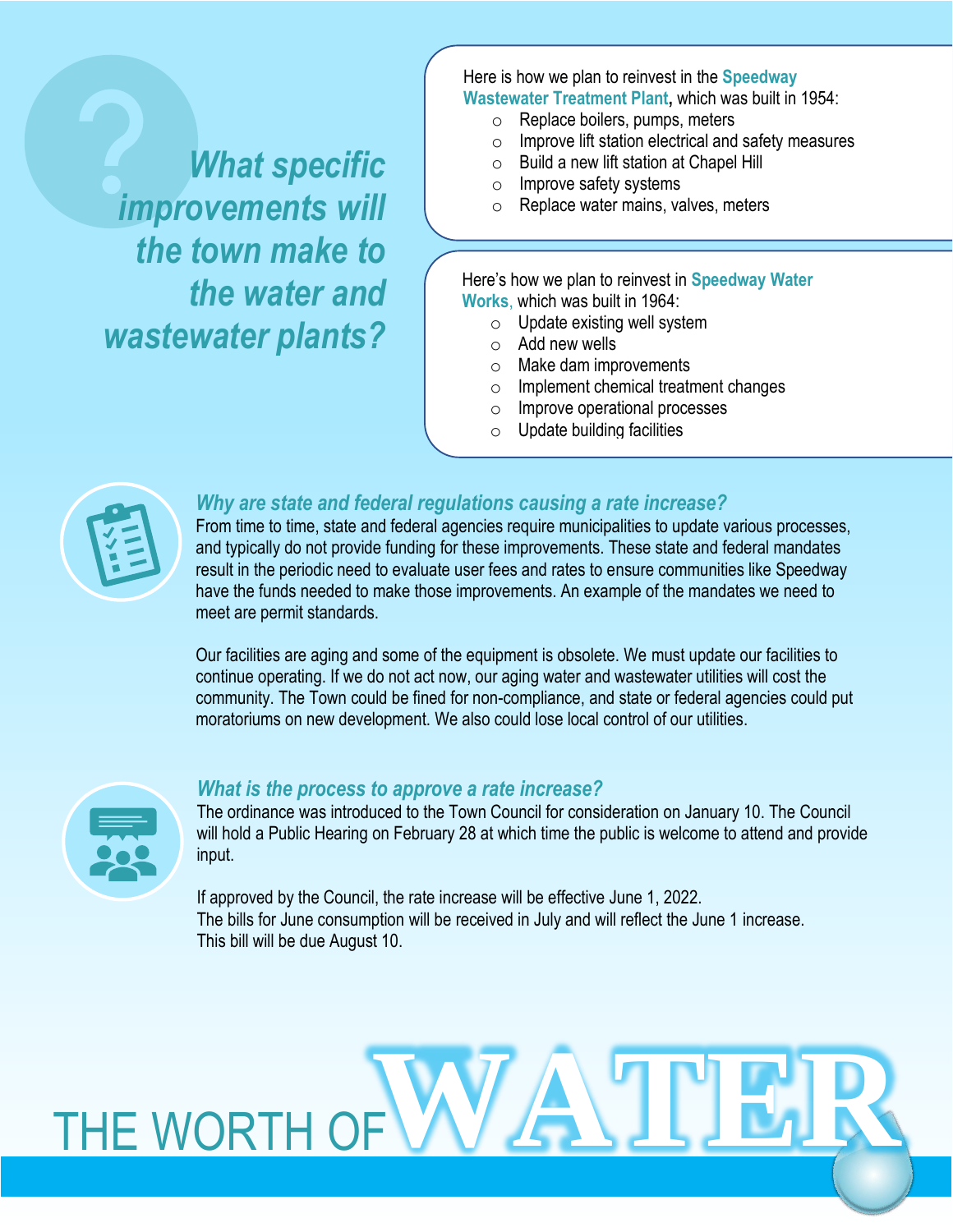## *What specific improvements will the town make to the water and wastewater plants?*

Here is how we plan to reinvest in the **Speedway Wastewater Treatment Plant**, which was built in 1954:

- Replace boilers, pumps, meters
- Improve lift station electrical and safety measures
- Build a new lift station at Chapel Hill
- Improve safety systems
- Replace water mains, valves, meters

Here's how we plan to reinvest in **Speedway Water Works**, which was built in 1964:

- Update existing well system
- Add new wells
- Make dam improvements
- Implement chemical treatment changes
- Improve operational processes
- Update building facilities

### *Why are state and federal regulations causing a rate increase?*

From time to time, state and federal agencies require municipalities to update various processes, and typically do not provide funding for these improvements. These state and federal mandates result in the periodic need to evaluate user fees and rates to ensure communities like Speedway have the funds needed to make those improvements. An example of the mandates we need to meet are permit standards.

Our facilities are aging and some of the equipment is obsolete. We must update our facilities to continue operating. If we do not act now, our aging water and wastewater utilities will cost the community. The Town could be fined for non-compliance, and state or federal agencies could put moratoriums on new development. We also could lose local control of our utilities.

### *What is the process to approve a rate increase?*

The ordinance was introduced to the Town Council for consideration on January 10. The Council will hold a Public Hearing on February 28 at which time the public is welcome to attend and provide input.

If approved by the Council, the rate increase will be effective June 1, 2022.
The bills for June consumption will be received in July and will reflect the June 1 increase.
This bill will be due August 10.

THE WORTH OF WATER